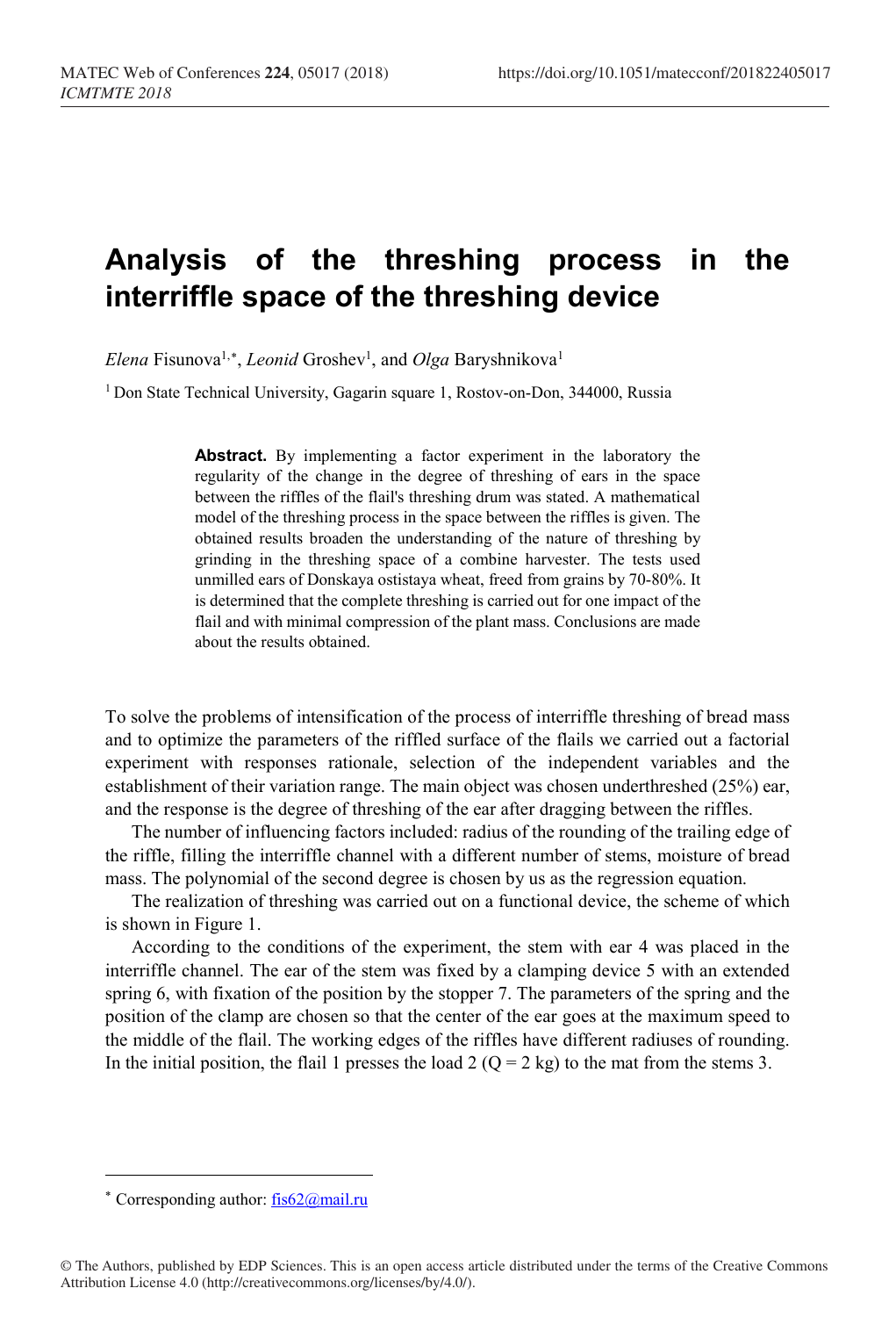# Analysis of the threshing process in the interriffle space of the threshing device

*Elena* Fisunova[1,*], *Leonid* Groshev[1], and *Olga* Baryshnikova[1]

[1] Don State Technical University, Gagarin square 1, Rostov-on-Don, 344000, Russia

> **Abstract.** By implementing a factor experiment in the laboratory the regularity of the change in the degree of threshing of ears in the space between the riffles of the flail's threshing drum was stated. A mathematical model of the threshing process in the space between the riffles is given. The obtained results broaden the understanding of the nature of threshing by grinding in the threshing space of a combine harvester. The tests used unmilled ears of Donskaya ostistaya wheat, freed from grains by 70-80%. It is determined that the complete threshing is carried out for one impact of the flail and with minimal compression of the plant mass. Conclusions are made about the results obtained.

To solve the problems of intensification of the process of interriffle threshing of bread mass and to optimize the parameters of the riffled surface of the flails we carried out a factorial experiment with responses rationale, selection of the independent variables and the establishment of their variation range. The main object was chosen underthreshed (25%) ear, and the response is the degree of threshing of the ear after dragging between the riffles.

The number of influencing factors included: radius of the rounding of the trailing edge of the riffle, filling the interriffle channel with a different number of stems, moisture of bread mass. The polynomial of the second degree is chosen by us as the regression equation.

The realization of threshing was carried out on a functional device, the scheme of which is shown in Figure 1.

According to the conditions of the experiment, the stem with ear 4 was placed in the interriffle channel. The ear of the stem was fixed by a clamping device 5 with an extended spring 6, with fixation of the position by the stopper 7. The parameters of the spring and the position of the clamp are chosen so that the center of the ear goes at the maximum speed to the middle of the flail. The working edges of the riffles have different radiuses of rounding. In the initial position, the flail 1 presses the load 2 ($Q = 2$ kg) to the mat from the stems 3.

[*] Corresponding author: fis62@mail.ru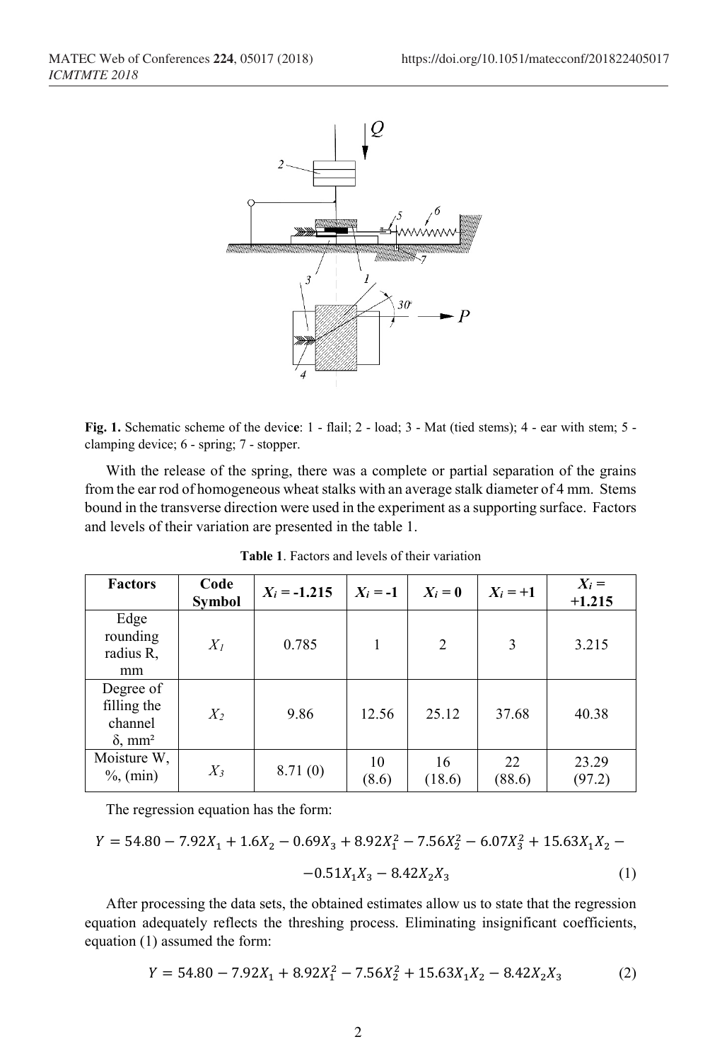**Fig. 1.** Schematic scheme of the device: 1 - flail; 2 - load; 3 - Mat (tied stems); 4 - ear with stem; 5 - clamping device; 6 - spring; 7 - stopper.

With the release of the spring, there was a complete or partial separation of the grains from the ear rod of homogeneous wheat stalks with an average stalk diameter of 4 mm. Stems bound in the transverse direction were used in the experiment as a supporting surface. Factors and levels of their variation are presented in the table 1.

**Table 1**. Factors and levels of their variation

| Factors | Code Symbol | $X_i$ = -1.215 | $X_i$ = -1 | $X_i$ = 0 | $X_i$ = +1 | $X_i$ = +1.215 |
|---|---|---|---|---|---|---|
| Edge rounding radius R, mm | $X_1$ | 0.785 | 1 | 2 | 3 | 3.215 |
| Degree of filling the channel δ, mm² | $X_2$ | 9.86 | 12.56 | 25.12 | 37.68 | 40.38 |
| Moisture W, %, (min) | $X_3$ | 8.71 (0) | 10 (8.6) | 16 (18.6) | 22 (88.6) | 23.29 (97.2) |

The regression equation has the form:

$$Y = 54.80 - 7.92X_1 + 1.6X_2 - 0.69X_3 + 8.92X_1^2 - 7.56X_2^2 - 6.07X_3^2 + 15.63X_1X_2 - 0.51X_1X_3 - 8.42X_2X_3 \quad (1)$$

After processing the data sets, the obtained estimates allow us to state that the regression equation adequately reflects the threshing process. Eliminating insignificant coefficients, equation (1) assumed the form:

$$Y = 54.80 - 7.92X_1 + 8.92X_1^2 - 7.56X_2^2 + 15.63X_1X_2 - 8.42X_2X_3 \quad (2)$$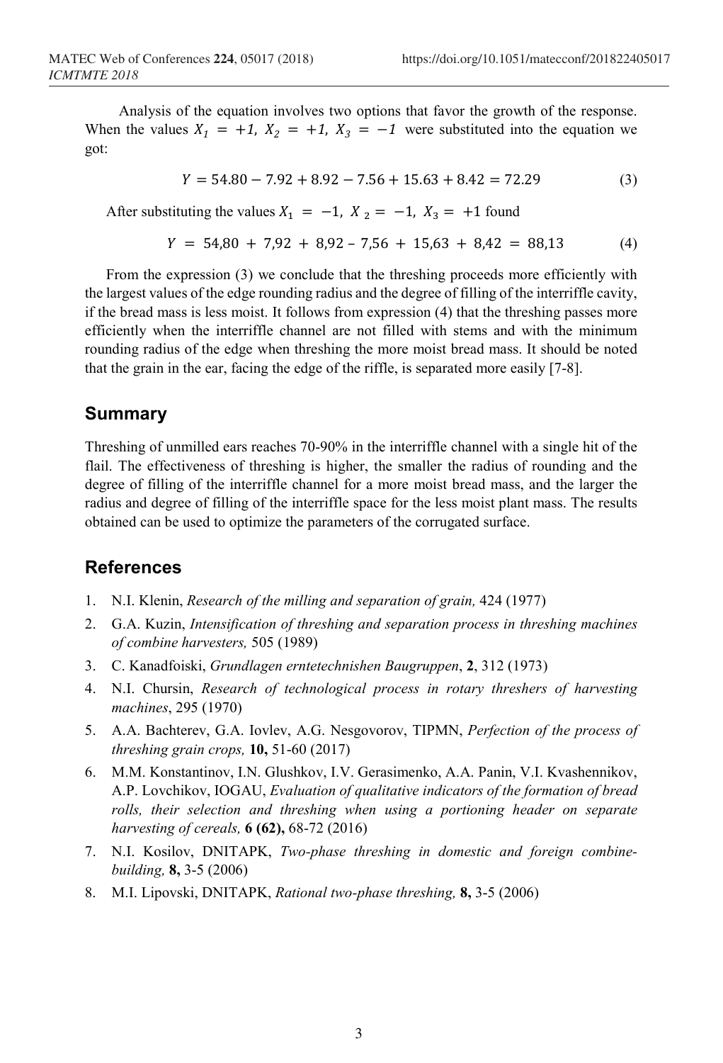Analysis of the equation involves two options that favor the growth of the response. When the values $X_1 = +1$, $X_2 = +1$, $X_3 = -1$ were substituted into the equation we got:

$$Y = 54.80 - 7.92 + 8.92 - 7.56 + 15.63 + 8.42 = 72.29 \quad (3)$$

After substituting the values $X_1 = -1$, $X_2 = -1$, $X_3 = +1$ found

$$Y = 54{,}80 + 7{,}92 + 8{,}92 - 7{,}56 + 15{,}63 + 8{,}42 = 88{,}13 \quad (4)$$

From the expression (3) we conclude that the threshing proceeds more efficiently with the largest values of the edge rounding radius and the degree of filling of the interriffle cavity, if the bread mass is less moist. It follows from expression (4) that the threshing passes more efficiently when the interriffle channel are not filled with stems and with the minimum rounding radius of the edge when threshing the more moist bread mass. It should be noted that the grain in the ear, facing the edge of the riffle, is separated more easily [7-8].

## Summary

Threshing of unmilled ears reaches 70-90% in the interriffle channel with a single hit of the flail. The effectiveness of threshing is higher, the smaller the radius of rounding and the degree of filling of the interriffle channel for a more moist bread mass, and the larger the radius and degree of filling of the interriffle space for the less moist plant mass. The results obtained can be used to optimize the parameters of the corrugated surface.

## References

1. N.I. Klenin, *Research of the milling and separation of grain,* 424 (1977)
2. G.A. Kuzin, *Intensification of threshing and separation process in threshing machines of combine harvesters,* 505 (1989)
3. C. Kanadfoiski, *Grundlagen erntetechnishen Baugruppen*, **2**, 312 (1973)
4. N.I. Chursin, *Research of technological process in rotary threshers of harvesting machines*, 295 (1970)
5. A.A. Bachterev, G.A. Iovlev, A.G. Nesgovorov, TIPMN, *Perfection of the process of threshing grain crops,* **10,** 51-60 (2017)
6. M.M. Konstantinov, I.N. Glushkov, I.V. Gerasimenko, A.A. Panin, V.I. Kvashennikov, A.P. Lovchikov, IOGAU, *Evaluation of qualitative indicators of the formation of bread rolls, their selection and threshing when using a portioning header on separate harvesting of cereals,* **6 (62),** 68-72 (2016)
7. N.I. Kosilov, DNITAPK, *Two-phase threshing in domestic and foreign combine-building,* **8,** 3-5 (2006)
8. M.I. Lipovski, DNITAPK, *Rational two-phase threshing,* **8,** 3-5 (2006)